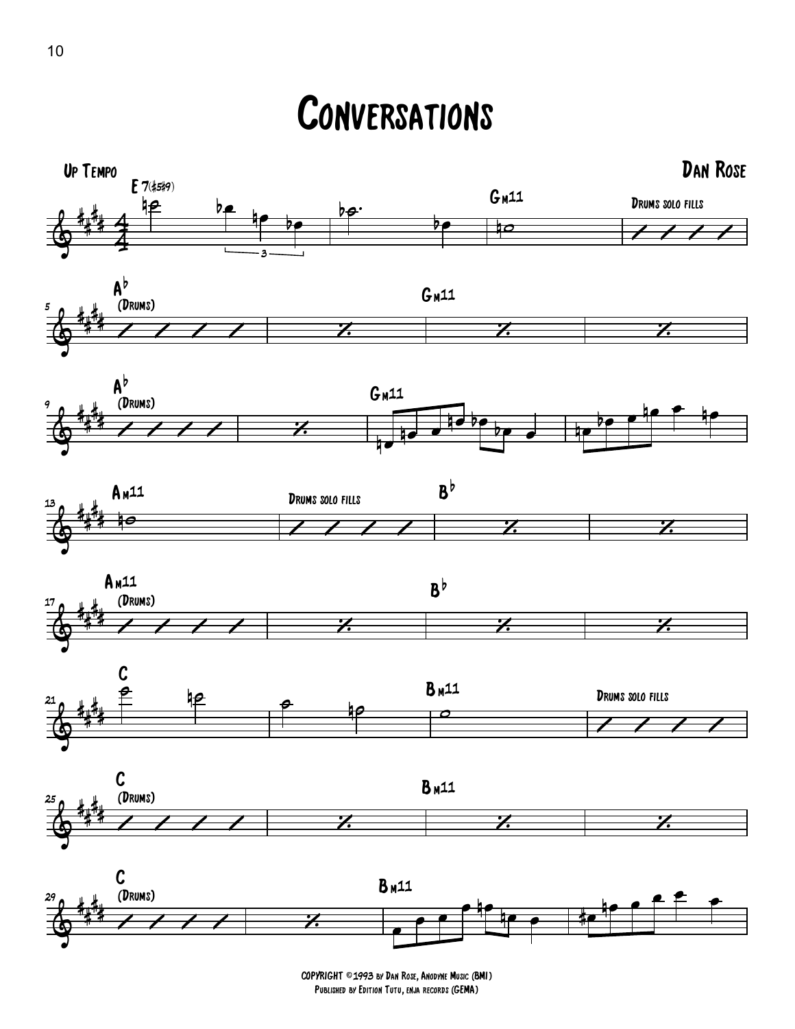# Conversations

**Up Tempo**

**Dan Rose**

E7(♯5♯9) — Gm11 — Drums solo fills

Ab (Drums) — Gm11

Ab (Drums) — Gm11

Am11 — Drums solo fills — B♭

Am11 (Drums) — B♭

C — Bm11 — Drums solo fills

C (Drums) — Bm11

C (Drums) — Bm11

COPYRIGHT ©1993 by Dan Rose, Anodyne Music (BMI)
Published by Edition Tutu, enja records (GEMA)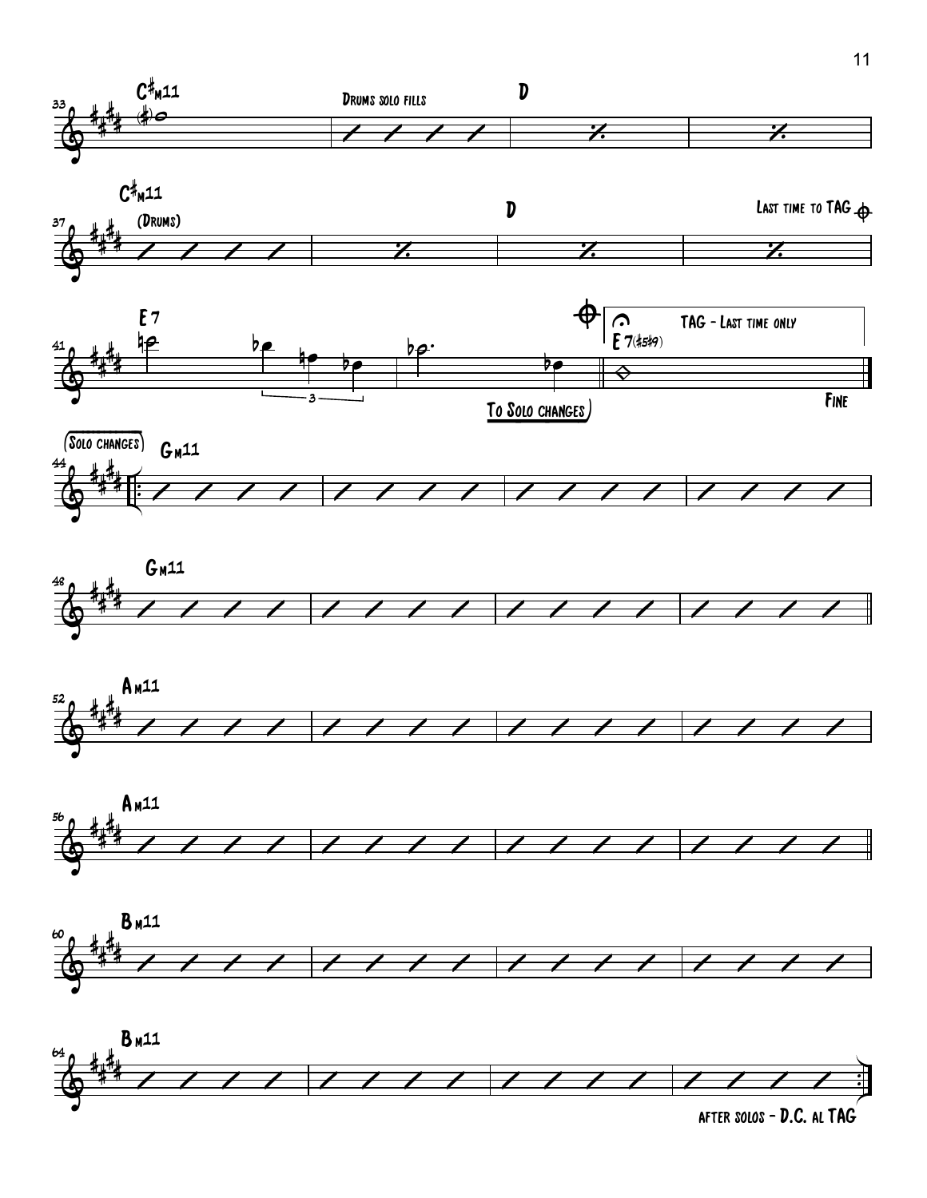C♯m11 — Drums solo fills — D

C♯m11 (Drums) — D — Last time to TAG

E 7 — To Solo changes) — TAG - Last time only — E 7(♯5♯9) — Fine

(Solo changes) Gm11

Gm11

Am11

Am11

Bm11

Bm11

after solos - D.C. al TAG